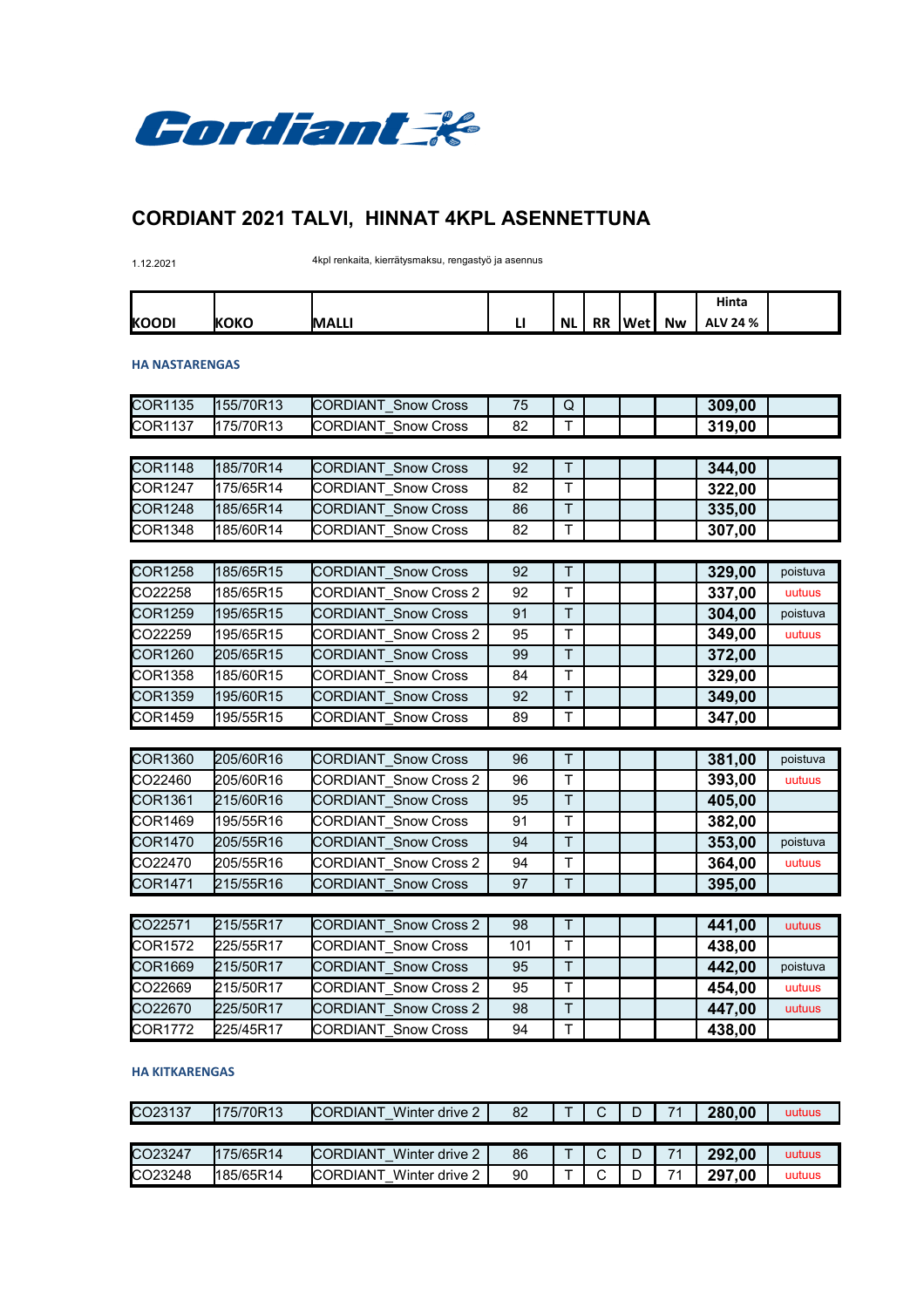Cordiant

# CORDIANT 2021 TALVI, HINNAT 4KPL ASENNETTUNA

1.12.2021

4kpl renkaita, kierrätysmaksu, rengastyö ja asennus

| KOODI | KOKO | MALLI | LI | NL | RR | Wet | Nw | Hinta ALV 24 % | |
|---|---|---|---|---|---|---|---|---|---|
| **HA NASTARENGAS** | | | | | | | | | |
| COR1135 | 155/70R13 | CORDIANT_Snow Cross | 75 | Q | | | | **309,00** | |
| COR1137 | 175/70R13 | CORDIANT_Snow Cross | 82 | T | | | | **319,00** | |
| COR1148 | 185/70R14 | CORDIANT_Snow Cross | 92 | T | | | | **344,00** | |
| COR1247 | 175/65R14 | CORDIANT_Snow Cross | 82 | T | | | | **322,00** | |
| COR1248 | 185/65R14 | CORDIANT_Snow Cross | 86 | T | | | | **335,00** | |
| COR1348 | 185/60R14 | CORDIANT_Snow Cross | 82 | T | | | | **307,00** | |
| COR1258 | 185/65R15 | CORDIANT_Snow Cross | 92 | T | | | | **329,00** | poistuva |
| CO22258 | 185/65R15 | CORDIANT_Snow Cross 2 | 92 | T | | | | **337,00** | uutuus |
| COR1259 | 195/65R15 | CORDIANT_Snow Cross | 91 | T | | | | **304,00** | poistuva |
| CO22259 | 195/65R15 | CORDIANT_Snow Cross 2 | 95 | T | | | | **349,00** | uutuus |
| COR1260 | 205/65R15 | CORDIANT_Snow Cross | 99 | T | | | | **372,00** | |
| COR1358 | 185/60R15 | CORDIANT_Snow Cross | 84 | T | | | | **329,00** | |
| COR1359 | 195/60R15 | CORDIANT_Snow Cross | 92 | T | | | | **349,00** | |
| COR1459 | 195/55R15 | CORDIANT_Snow Cross | 89 | T | | | | **347,00** | |
| COR1360 | 205/60R16 | CORDIANT_Snow Cross | 96 | T | | | | **381,00** | poistuva |
| CO22460 | 205/60R16 | CORDIANT_Snow Cross 2 | 96 | T | | | | **393,00** | uutuus |
| COR1361 | 215/60R16 | CORDIANT_Snow Cross | 95 | T | | | | **405,00** | |
| COR1469 | 195/55R16 | CORDIANT_Snow Cross | 91 | T | | | | **382,00** | |
| COR1470 | 205/55R16 | CORDIANT_Snow Cross | 94 | T | | | | **353,00** | poistuva |
| CO22470 | 205/55R16 | CORDIANT_Snow Cross 2 | 94 | T | | | | **364,00** | uutuus |
| COR1471 | 215/55R16 | CORDIANT_Snow Cross | 97 | T | | | | **395,00** | |
| CO22571 | 215/55R17 | CORDIANT_Snow Cross 2 | 98 | T | | | | **441,00** | uutuus |
| COR1572 | 225/55R17 | CORDIANT_Snow Cross | 101 | T | | | | **438,00** | |
| COR1669 | 215/50R17 | CORDIANT_Snow Cross | 95 | T | | | | **442,00** | poistuva |
| CO22669 | 215/50R17 | CORDIANT_Snow Cross 2 | 95 | T | | | | **454,00** | uutuus |
| CO22670 | 225/50R17 | CORDIANT_Snow Cross 2 | 98 | T | | | | **447,00** | uutuus |
| COR1772 | 225/45R17 | CORDIANT_Snow Cross | 94 | T | | | | **438,00** | |
| **HA KITKARENGAS** | | | | | | | | | |
| CO23137 | 175/70R13 | CORDIANT_Winter drive 2 | 82 | T | C | D | 71 | **280,00** | uutuus |
| CO23247 | 175/65R14 | CORDIANT_Winter drive 2 | 86 | T | C | D | 71 | **292,00** | uutuus |
| CO23248 | 185/65R14 | CORDIANT_Winter drive 2 | 90 | T | C | D | 71 | **297,00** | uutuus |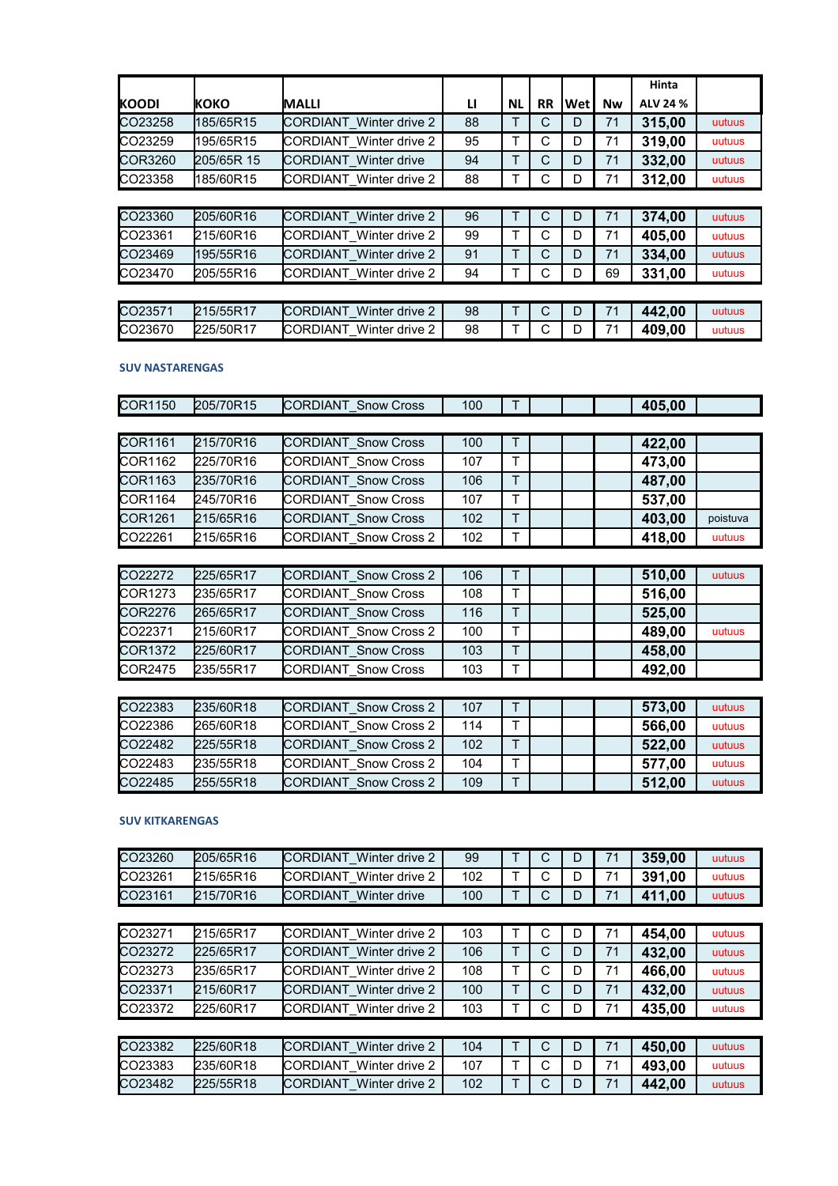| KOODI | KOKO | MALLI | LI | NL | RR | Wet | Nw | Hinta ALV 24 % | |
|---|---|---|---|---|---|---|---|---|---|
| CO23258 | 185/65R15 | CORDIANT_Winter drive 2 | 88 | T | C | D | 71 | 315,00 | uutuus |
| CO23259 | 195/65R15 | CORDIANT_Winter drive 2 | 95 | T | C | D | 71 | 319,00 | uutuus |
| COR3260 | 205/65R 15 | CORDIANT_Winter drive | 94 | T | C | D | 71 | 332,00 | uutuus |
| CO23358 | 185/60R15 | CORDIANT_Winter drive 2 | 88 | T | C | D | 71 | 312,00 | uutuus |
| CO23360 | 205/60R16 | CORDIANT_Winter drive 2 | 96 | T | C | D | 71 | 374,00 | uutuus |
| CO23361 | 215/60R16 | CORDIANT_Winter drive 2 | 99 | T | C | D | 71 | 405,00 | uutuus |
| CO23469 | 195/55R16 | CORDIANT_Winter drive 2 | 91 | T | C | D | 71 | 334,00 | uutuus |
| CO23470 | 205/55R16 | CORDIANT_Winter drive 2 | 94 | T | C | D | 69 | 331,00 | uutuus |
| CO23571 | 215/55R17 | CORDIANT_Winter drive 2 | 98 | T | C | D | 71 | 442,00 | uutuus |
| CO23670 | 225/50R17 | CORDIANT_Winter drive 2 | 98 | T | C | D | 71 | 409,00 | uutuus |

**SUV NASTARENGAS**

| KOODI | KOKO | MALLI | LI | NL | RR | Wet | Nw | Hinta ALV 24 % | |
|---|---|---|---|---|---|---|---|---|---|
| COR1150 | 205/70R15 | CORDIANT_Snow Cross | 100 | T | | | | 405,00 | |
| COR1161 | 215/70R16 | CORDIANT_Snow Cross | 100 | T | | | | 422,00 | |
| COR1162 | 225/70R16 | CORDIANT_Snow Cross | 107 | T | | | | 473,00 | |
| COR1163 | 235/70R16 | CORDIANT_Snow Cross | 106 | T | | | | 487,00 | |
| COR1164 | 245/70R16 | CORDIANT_Snow Cross | 107 | T | | | | 537,00 | |
| COR1261 | 215/65R16 | CORDIANT_Snow Cross | 102 | T | | | | 403,00 | poistuva |
| CO22261 | 215/65R16 | CORDIANT_Snow Cross 2 | 102 | T | | | | 418,00 | uutuus |
| CO22272 | 225/65R17 | CORDIANT_Snow Cross 2 | 106 | T | | | | 510,00 | uutuus |
| COR1273 | 235/65R17 | CORDIANT_Snow Cross | 108 | T | | | | 516,00 | |
| COR2276 | 265/65R17 | CORDIANT_Snow Cross | 116 | T | | | | 525,00 | |
| CO22371 | 215/60R17 | CORDIANT_Snow Cross 2 | 100 | T | | | | 489,00 | uutuus |
| COR1372 | 225/60R17 | CORDIANT_Snow Cross | 103 | T | | | | 458,00 | |
| COR2475 | 235/55R17 | CORDIANT_Snow Cross | 103 | T | | | | 492,00 | |
| CO22383 | 235/60R18 | CORDIANT_Snow Cross 2 | 107 | T | | | | 573,00 | uutuus |
| CO22386 | 265/60R18 | CORDIANT_Snow Cross 2 | 114 | T | | | | 566,00 | uutuus |
| CO22482 | 225/55R18 | CORDIANT_Snow Cross 2 | 102 | T | | | | 522,00 | uutuus |
| CO22483 | 235/55R18 | CORDIANT_Snow Cross 2 | 104 | T | | | | 577,00 | uutuus |
| CO22485 | 255/55R18 | CORDIANT_Snow Cross 2 | 109 | T | | | | 512,00 | uutuus |

**SUV KITKARENGAS**

| KOODI | KOKO | MALLI | LI | NL | RR | Wet | Nw | Hinta ALV 24 % | |
|---|---|---|---|---|---|---|---|---|---|
| CO23260 | 205/65R16 | CORDIANT_Winter drive 2 | 99 | T | C | D | 71 | 359,00 | uutuus |
| CO23261 | 215/65R16 | CORDIANT_Winter drive 2 | 102 | T | C | D | 71 | 391,00 | uutuus |
| CO23161 | 215/70R16 | CORDIANT_Winter drive | 100 | T | C | D | 71 | 411,00 | uutuus |
| CO23271 | 215/65R17 | CORDIANT_Winter drive 2 | 103 | T | C | D | 71 | 454,00 | uutuus |
| CO23272 | 225/65R17 | CORDIANT_Winter drive 2 | 106 | T | C | D | 71 | 432,00 | uutuus |
| CO23273 | 235/65R17 | CORDIANT_Winter drive 2 | 108 | T | C | D | 71 | 466,00 | uutuus |
| CO23371 | 215/60R17 | CORDIANT_Winter drive 2 | 100 | T | C | D | 71 | 432,00 | uutuus |
| CO23372 | 225/60R17 | CORDIANT_Winter drive 2 | 103 | T | C | D | 71 | 435,00 | uutuus |
| CO23382 | 225/60R18 | CORDIANT_Winter drive 2 | 104 | T | C | D | 71 | 450,00 | uutuus |
| CO23383 | 235/60R18 | CORDIANT_Winter drive 2 | 107 | T | C | D | 71 | 493,00 | uutuus |
| CO23482 | 225/55R18 | CORDIANT_Winter drive 2 | 102 | T | C | D | 71 | 442,00 | uutuus |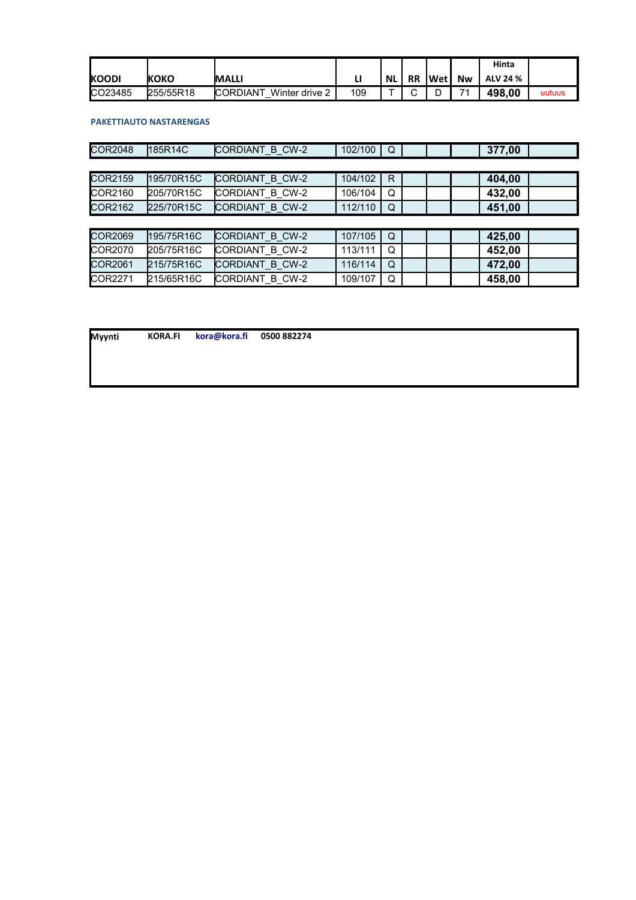| KOODI | KOKO | MALLI | LI | NL | RR | Wet | Nw | Hinta ALV 24 % | |
|---|---|---|---|---|---|---|---|---|---|
| CO23485 | 255/55R18 | CORDIANT_Winter drive 2 | 109 | T | C | D | 71 | **498,00** | uutuus |

**PAKETTIAUTO NASTARENGAS**

| | | | | | | | | | |
|---|---|---|---|---|---|---|---|---|---|
| COR2048 | 185R14C | CORDIANT_B_CW-2 | 102/100 | Q | | | | **377,00** | |
| COR2159 | 195/70R15C | CORDIANT_B_CW-2 | 104/102 | R | | | | **404,00** | |
| COR2160 | 205/70R15C | CORDIANT_B_CW-2 | 106/104 | Q | | | | **432,00** | |
| COR2162 | 225/70R15C | CORDIANT_B_CW-2 | 112/110 | Q | | | | **451,00** | |
| COR2069 | 195/75R16C | CORDIANT_B_CW-2 | 107/105 | Q | | | | **425,00** | |
| COR2070 | 205/75R16C | CORDIANT_B_CW-2 | 113/111 | Q | | | | **452,00** | |
| COR2061 | 215/75R16C | CORDIANT_B_CW-2 | 116/114 | Q | | | | **472,00** | |
| COR2271 | 215/65R16C | CORDIANT_B_CW-2 | 109/107 | Q | | | | **458,00** | |

**Myynti** **KORA.FI** **kora@kora.fi** **0500 882274**